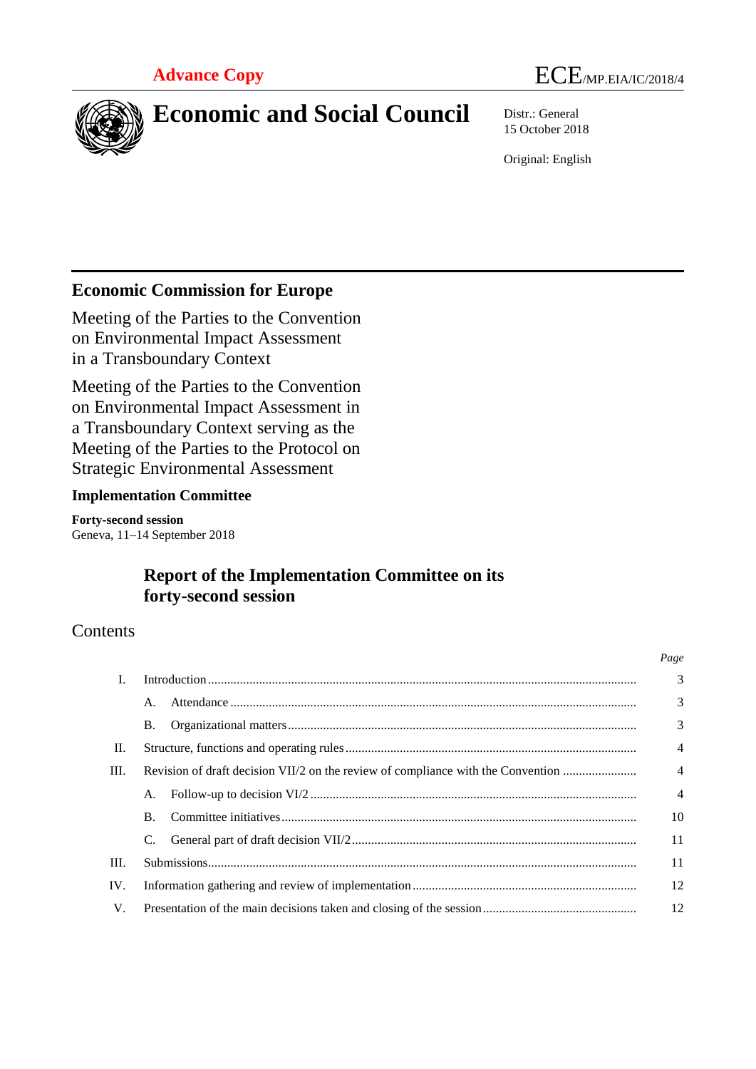Advance Copy

ECE/MP.EIA/IC/2018/4

# Economic and Social Council

Distr.: General
15 October 2018

Original: English

**Economic Commission for Europe**

Meeting of the Parties to the Convention on Environmental Impact Assessment in a Transboundary Context

Meeting of the Parties to the Convention on Environmental Impact Assessment in a Transboundary Context serving as the Meeting of the Parties to the Protocol on Strategic Environmental Assessment

**Implementation Committee**

**Forty-second session**
Geneva, 11–14 September 2018

## Report of the Implementation Committee on its forty-second session

### Contents

| | | Page |
|---|---|---|
| I. | Introduction | 3 |
| | A. Attendance | 3 |
| | B. Organizational matters | 3 |
| II. | Structure, functions and operating rules | 4 |
| III. | Revision of draft decision VII/2 on the review of compliance with the Convention | 4 |
| | A. Follow-up to decision VI/2 | 4 |
| | B. Committee initiatives | 10 |
| | C. General part of draft decision VII/2 | 11 |
| III. | Submissions | 11 |
| IV. | Information gathering and review of implementation | 12 |
| V. | Presentation of the main decisions taken and closing of the session | 12 |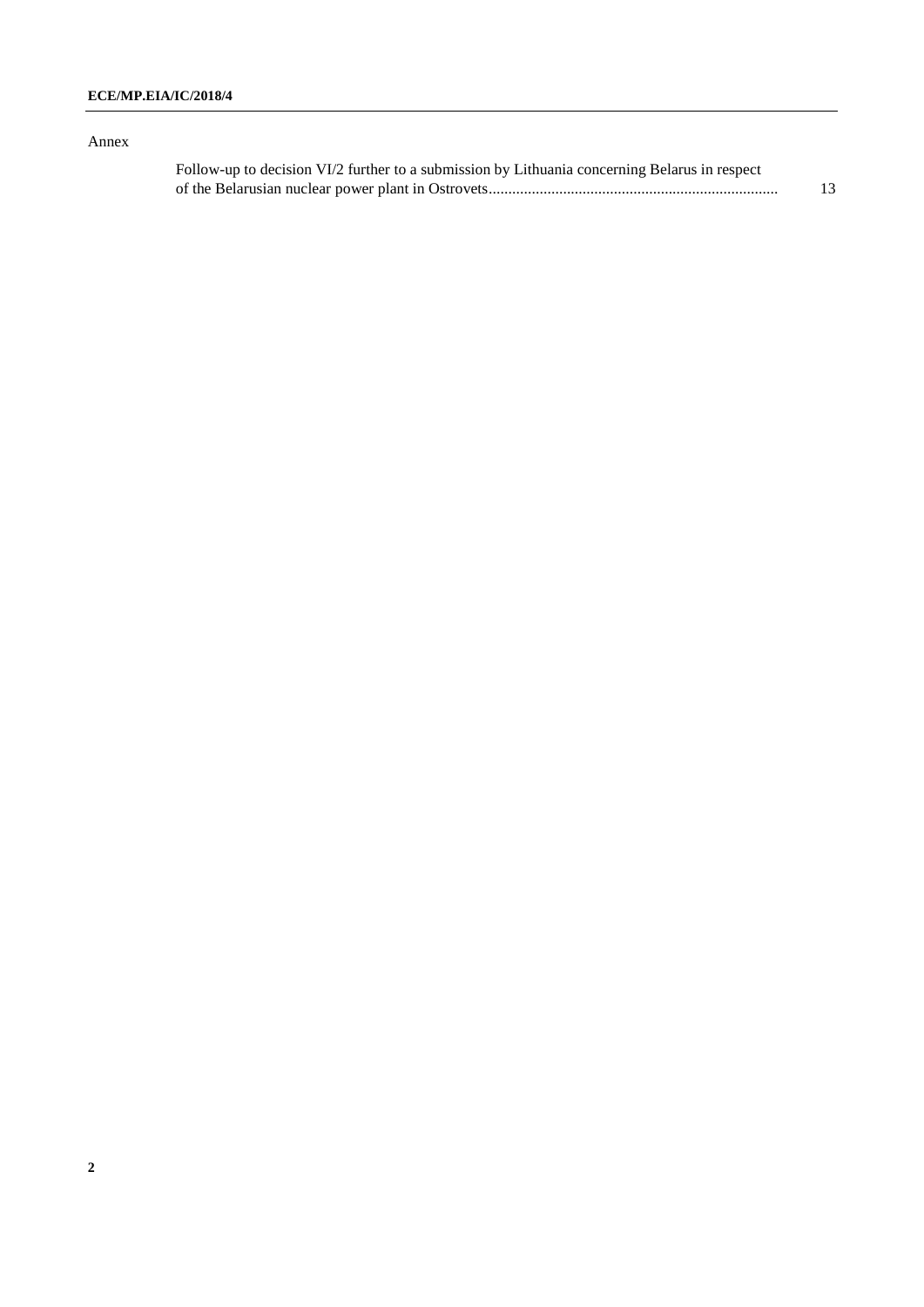Annex

Follow-up to decision VI/2 further to a submission by Lithuania concerning Belarus in respect of the Belarusian nuclear power plant in Ostrovets........................................................................ 13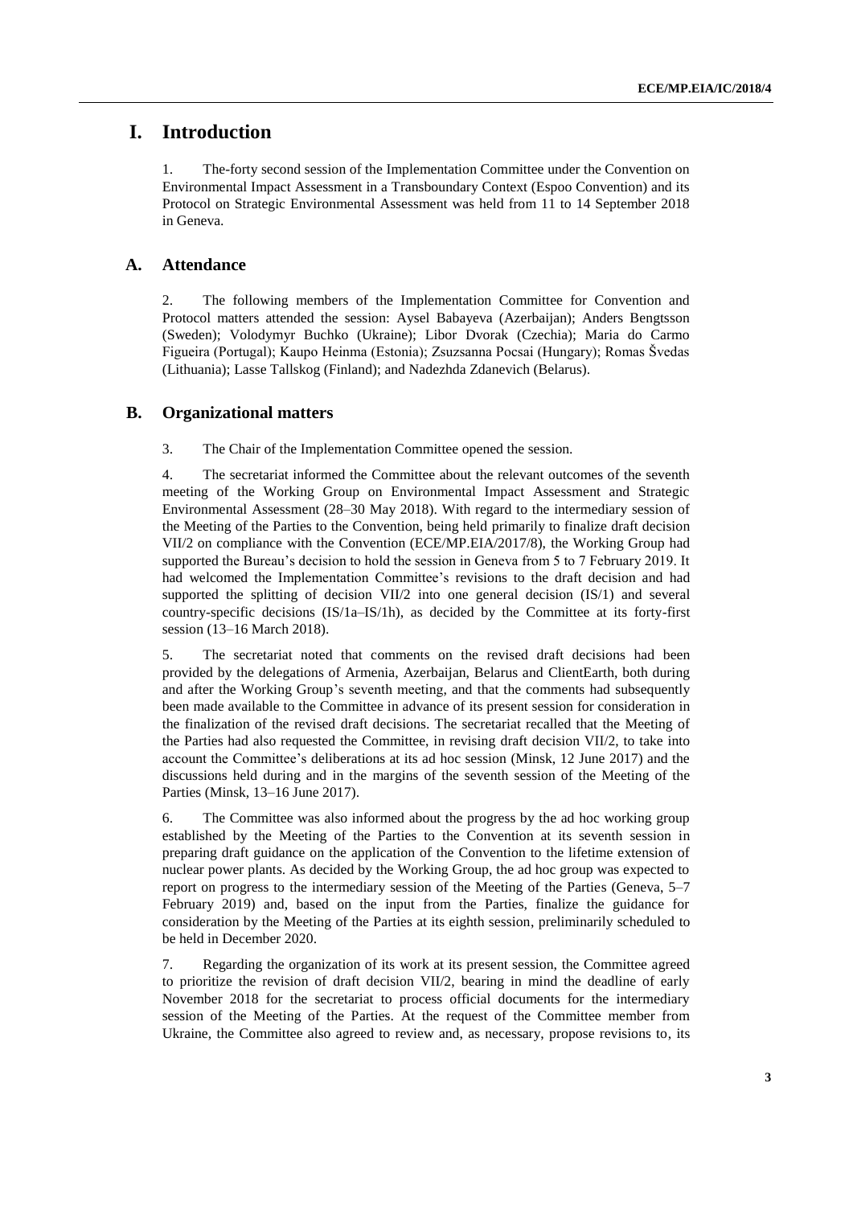# I. Introduction

1. The-forty second session of the Implementation Committee under the Convention on Environmental Impact Assessment in a Transboundary Context (Espoo Convention) and its Protocol on Strategic Environmental Assessment was held from 11 to 14 September 2018 in Geneva.

## A. Attendance

2. The following members of the Implementation Committee for Convention and Protocol matters attended the session: Aysel Babayeva (Azerbaijan); Anders Bengtsson (Sweden); Volodymyr Buchko (Ukraine); Libor Dvorak (Czechia); Maria do Carmo Figueira (Portugal); Kaupo Heinma (Estonia); Zsuzsanna Pocsai (Hungary); Romas Švedas (Lithuania); Lasse Tallskog (Finland); and Nadezhda Zdanevich (Belarus).

## B. Organizational matters

3. The Chair of the Implementation Committee opened the session.

4. The secretariat informed the Committee about the relevant outcomes of the seventh meeting of the Working Group on Environmental Impact Assessment and Strategic Environmental Assessment (28–30 May 2018). With regard to the intermediary session of the Meeting of the Parties to the Convention, being held primarily to finalize draft decision VII/2 on compliance with the Convention (ECE/MP.EIA/2017/8), the Working Group had supported the Bureau's decision to hold the session in Geneva from 5 to 7 February 2019. It had welcomed the Implementation Committee's revisions to the draft decision and had supported the splitting of decision VII/2 into one general decision (IS/1) and several country-specific decisions (IS/1a–IS/1h), as decided by the Committee at its forty-first session (13–16 March 2018).

5. The secretariat noted that comments on the revised draft decisions had been provided by the delegations of Armenia, Azerbaijan, Belarus and ClientEarth, both during and after the Working Group's seventh meeting, and that the comments had subsequently been made available to the Committee in advance of its present session for consideration in the finalization of the revised draft decisions. The secretariat recalled that the Meeting of the Parties had also requested the Committee, in revising draft decision VII/2, to take into account the Committee's deliberations at its ad hoc session (Minsk, 12 June 2017) and the discussions held during and in the margins of the seventh session of the Meeting of the Parties (Minsk, 13–16 June 2017).

6. The Committee was also informed about the progress by the ad hoc working group established by the Meeting of the Parties to the Convention at its seventh session in preparing draft guidance on the application of the Convention to the lifetime extension of nuclear power plants. As decided by the Working Group, the ad hoc group was expected to report on progress to the intermediary session of the Meeting of the Parties (Geneva, 5–7 February 2019) and, based on the input from the Parties, finalize the guidance for consideration by the Meeting of the Parties at its eighth session, preliminarily scheduled to be held in December 2020.

7. Regarding the organization of its work at its present session, the Committee agreed to prioritize the revision of draft decision VII/2, bearing in mind the deadline of early November 2018 for the secretariat to process official documents for the intermediary session of the Meeting of the Parties. At the request of the Committee member from Ukraine, the Committee also agreed to review and, as necessary, propose revisions to, its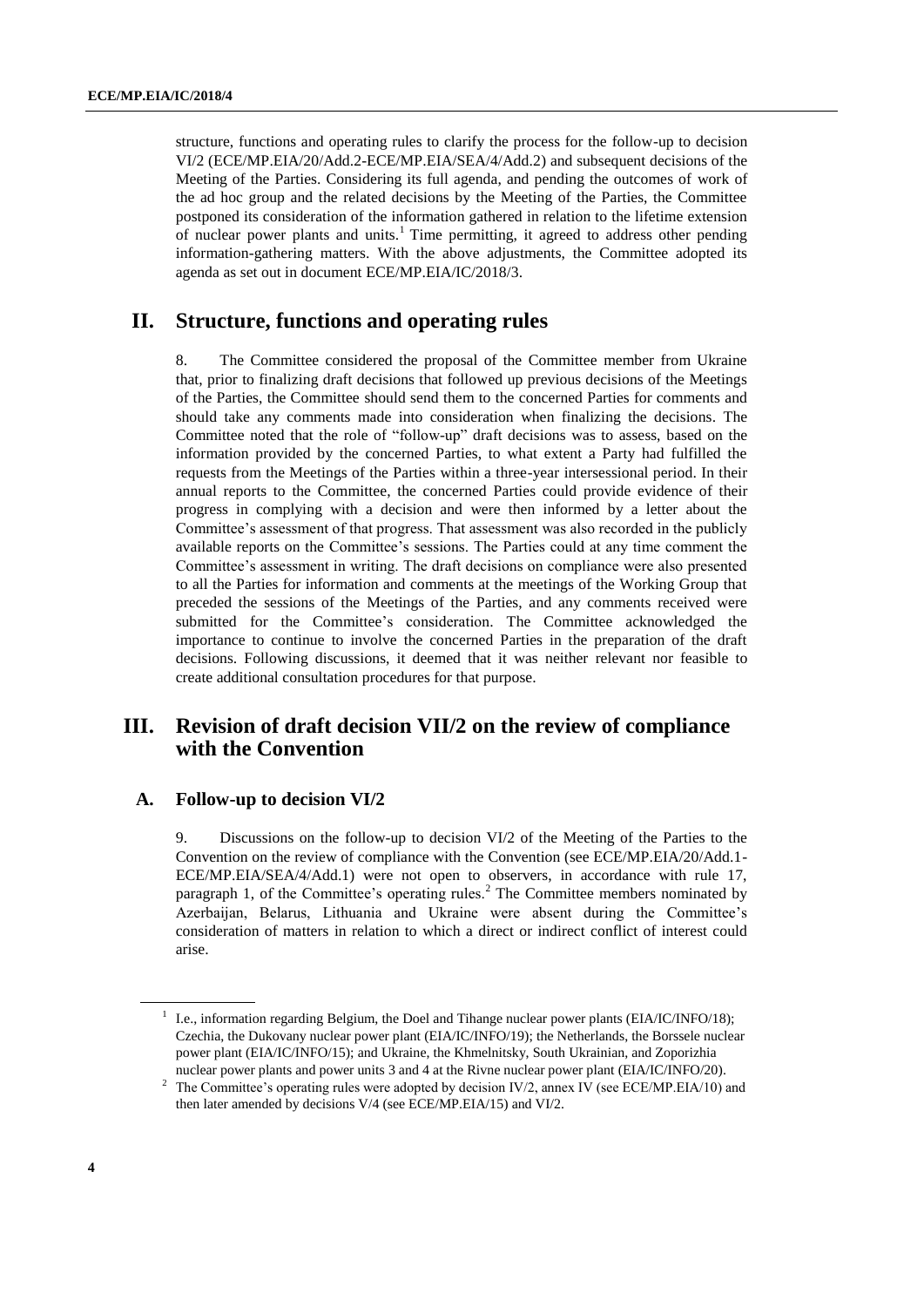structure, functions and operating rules to clarify the process for the follow-up to decision VI/2 (ECE/MP.EIA/20/Add.2-ECE/MP.EIA/SEA/4/Add.2) and subsequent decisions of the Meeting of the Parties. Considering its full agenda, and pending the outcomes of work of the ad hoc group and the related decisions by the Meeting of the Parties, the Committee postponed its consideration of the information gathered in relation to the lifetime extension of nuclear power plants and units.[1] Time permitting, it agreed to address other pending information-gathering matters. With the above adjustments, the Committee adopted its agenda as set out in document ECE/MP.EIA/IC/2018/3.

## II. Structure, functions and operating rules

8. The Committee considered the proposal of the Committee member from Ukraine that, prior to finalizing draft decisions that followed up previous decisions of the Meetings of the Parties, the Committee should send them to the concerned Parties for comments and should take any comments made into consideration when finalizing the decisions. The Committee noted that the role of "follow-up" draft decisions was to assess, based on the information provided by the concerned Parties, to what extent a Party had fulfilled the requests from the Meetings of the Parties within a three-year intersessional period. In their annual reports to the Committee, the concerned Parties could provide evidence of their progress in complying with a decision and were then informed by a letter about the Committee's assessment of that progress. That assessment was also recorded in the publicly available reports on the Committee's sessions. The Parties could at any time comment the Committee's assessment in writing. The draft decisions on compliance were also presented to all the Parties for information and comments at the meetings of the Working Group that preceded the sessions of the Meetings of the Parties, and any comments received were submitted for the Committee's consideration. The Committee acknowledged the importance to continue to involve the concerned Parties in the preparation of the draft decisions. Following discussions, it deemed that it was neither relevant nor feasible to create additional consultation procedures for that purpose.

## III. Revision of draft decision VII/2 on the review of compliance with the Convention

### A. Follow-up to decision VI/2

9. Discussions on the follow-up to decision VI/2 of the Meeting of the Parties to the Convention on the review of compliance with the Convention (see ECE/MP.EIA/20/Add.1-ECE/MP.EIA/SEA/4/Add.1) were not open to observers, in accordance with rule 17, paragraph 1, of the Committee's operating rules.[2] The Committee members nominated by Azerbaijan, Belarus, Lithuania and Ukraine were absent during the Committee's consideration of matters in relation to which a direct or indirect conflict of interest could arise.

---

[1] I.e., information regarding Belgium, the Doel and Tihange nuclear power plants (EIA/IC/INFO/18); Czechia, the Dukovany nuclear power plant (EIA/IC/INFO/19); the Netherlands, the Borssele nuclear power plant (EIA/IC/INFO/15); and Ukraine, the Khmelnitsky, South Ukrainian, and Zoporizhia nuclear power plants and power units 3 and 4 at the Rivne nuclear power plant (EIA/IC/INFO/20).

[2] The Committee's operating rules were adopted by decision IV/2, annex IV (see ECE/MP.EIA/10) and then later amended by decisions V/4 (see ECE/MP.EIA/15) and VI/2.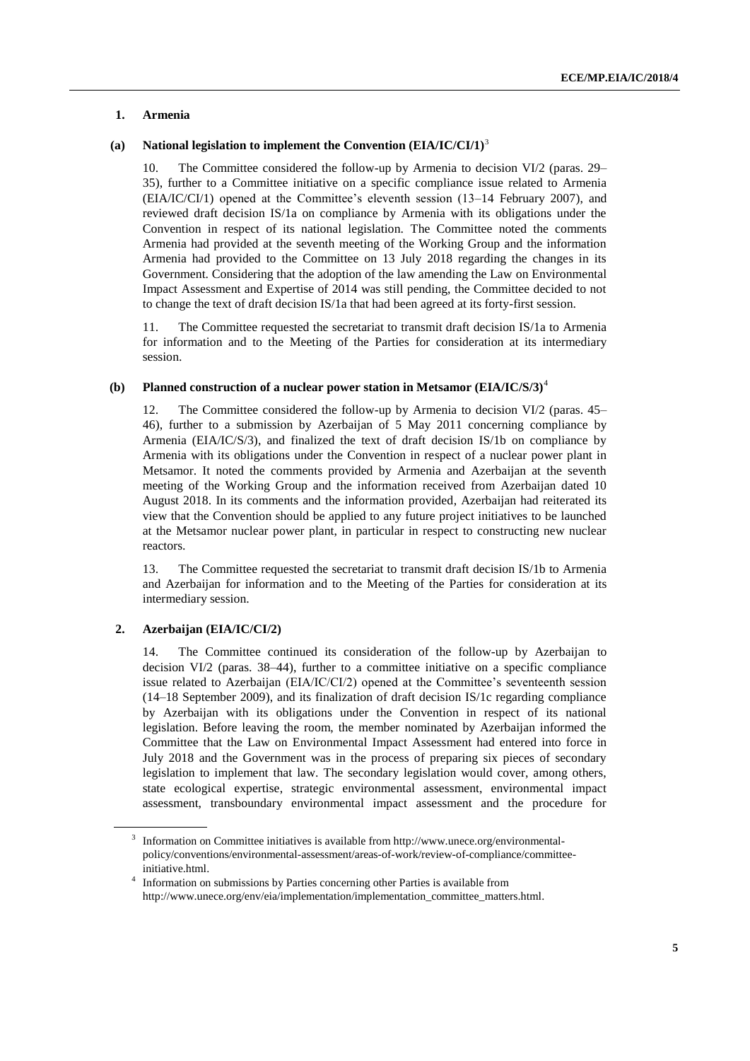### 1. Armenia

#### (a) National legislation to implement the Convention (EIA/IC/CI/1)[3]

10. The Committee considered the follow-up by Armenia to decision VI/2 (paras. 29–35), further to a Committee initiative on a specific compliance issue related to Armenia (EIA/IC/CI/1) opened at the Committee's eleventh session (13–14 February 2007), and reviewed draft decision IS/1a on compliance by Armenia with its obligations under the Convention in respect of its national legislation. The Committee noted the comments Armenia had provided at the seventh meeting of the Working Group and the information Armenia had provided to the Committee on 13 July 2018 regarding the changes in its Government. Considering that the adoption of the law amending the Law on Environmental Impact Assessment and Expertise of 2014 was still pending, the Committee decided to not to change the text of draft decision IS/1a that had been agreed at its forty-first session.

11. The Committee requested the secretariat to transmit draft decision IS/1a to Armenia for information and to the Meeting of the Parties for consideration at its intermediary session.

#### (b) Planned construction of a nuclear power station in Metsamor (EIA/IC/S/3)[4]

12. The Committee considered the follow-up by Armenia to decision VI/2 (paras. 45–46), further to a submission by Azerbaijan of 5 May 2011 concerning compliance by Armenia (EIA/IC/S/3), and finalized the text of draft decision IS/1b on compliance by Armenia with its obligations under the Convention in respect of a nuclear power plant in Metsamor. It noted the comments provided by Armenia and Azerbaijan at the seventh meeting of the Working Group and the information received from Azerbaijan dated 10 August 2018. In its comments and the information provided, Azerbaijan had reiterated its view that the Convention should be applied to any future project initiatives to be launched at the Metsamor nuclear power plant, in particular in respect to constructing new nuclear reactors.

13. The Committee requested the secretariat to transmit draft decision IS/1b to Armenia and Azerbaijan for information and to the Meeting of the Parties for consideration at its intermediary session.

### 2. Azerbaijan (EIA/IC/CI/2)

14. The Committee continued its consideration of the follow-up by Azerbaijan to decision VI/2 (paras. 38–44), further to a committee initiative on a specific compliance issue related to Azerbaijan (EIA/IC/CI/2) opened at the Committee's seventeenth session (14–18 September 2009), and its finalization of draft decision IS/1c regarding compliance by Azerbaijan with its obligations under the Convention in respect of its national legislation. Before leaving the room, the member nominated by Azerbaijan informed the Committee that the Law on Environmental Impact Assessment had entered into force in July 2018 and the Government was in the process of preparing six pieces of secondary legislation to implement that law. The secondary legislation would cover, among others, state ecological expertise, strategic environmental assessment, environmental impact assessment, transboundary environmental impact assessment and the procedure for

---

[3] Information on Committee initiatives is available from http://www.unece.org/environmental-policy/conventions/environmental-assessment/areas-of-work/review-of-compliance/committee-initiative.html.

[4] Information on submissions by Parties concerning other Parties is available from http://www.unece.org/env/eia/implementation/implementation_committee_matters.html.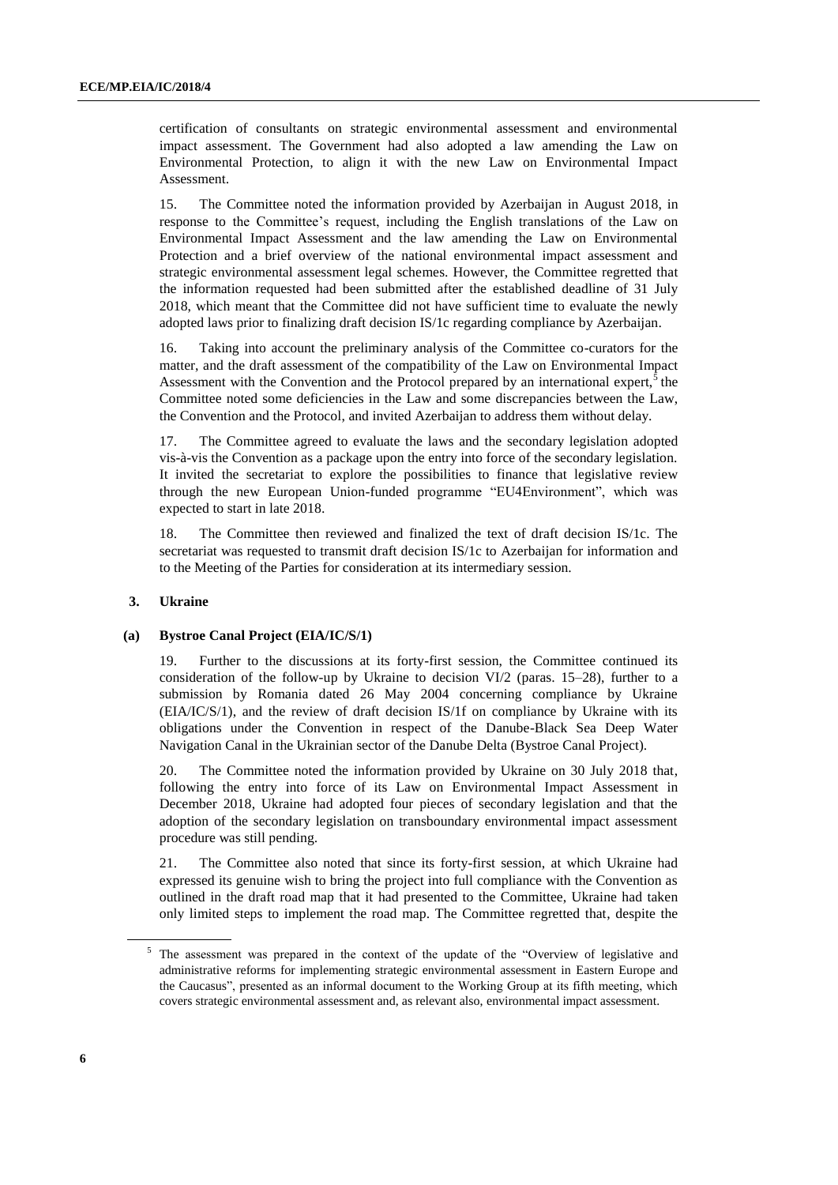certification of consultants on strategic environmental assessment and environmental impact assessment. The Government had also adopted a law amending the Law on Environmental Protection, to align it with the new Law on Environmental Impact Assessment.

15. The Committee noted the information provided by Azerbaijan in August 2018, in response to the Committee's request, including the English translations of the Law on Environmental Impact Assessment and the law amending the Law on Environmental Protection and a brief overview of the national environmental impact assessment and strategic environmental assessment legal schemes. However, the Committee regretted that the information requested had been submitted after the established deadline of 31 July 2018, which meant that the Committee did not have sufficient time to evaluate the newly adopted laws prior to finalizing draft decision IS/1c regarding compliance by Azerbaijan.

16. Taking into account the preliminary analysis of the Committee co-curators for the matter, and the draft assessment of the compatibility of the Law on Environmental Impact Assessment with the Convention and the Protocol prepared by an international expert,[5] the Committee noted some deficiencies in the Law and some discrepancies between the Law, the Convention and the Protocol, and invited Azerbaijan to address them without delay.

17. The Committee agreed to evaluate the laws and the secondary legislation adopted vis-à-vis the Convention as a package upon the entry into force of the secondary legislation. It invited the secretariat to explore the possibilities to finance that legislative review through the new European Union-funded programme "EU4Environment", which was expected to start in late 2018.

18. The Committee then reviewed and finalized the text of draft decision IS/1c. The secretariat was requested to transmit draft decision IS/1c to Azerbaijan for information and to the Meeting of the Parties for consideration at its intermediary session.

### 3. Ukraine

#### (a) Bystroe Canal Project (EIA/IC/S/1)

19. Further to the discussions at its forty-first session, the Committee continued its consideration of the follow-up by Ukraine to decision VI/2 (paras. 15–28), further to a submission by Romania dated 26 May 2004 concerning compliance by Ukraine (EIA/IC/S/1), and the review of draft decision IS/1f on compliance by Ukraine with its obligations under the Convention in respect of the Danube-Black Sea Deep Water Navigation Canal in the Ukrainian sector of the Danube Delta (Bystroe Canal Project).

20. The Committee noted the information provided by Ukraine on 30 July 2018 that, following the entry into force of its Law on Environmental Impact Assessment in December 2018, Ukraine had adopted four pieces of secondary legislation and that the adoption of the secondary legislation on transboundary environmental impact assessment procedure was still pending.

21. The Committee also noted that since its forty-first session, at which Ukraine had expressed its genuine wish to bring the project into full compliance with the Convention as outlined in the draft road map that it had presented to the Committee, Ukraine had taken only limited steps to implement the road map. The Committee regretted that, despite the

---

[5] The assessment was prepared in the context of the update of the "Overview of legislative and administrative reforms for implementing strategic environmental assessment in Eastern Europe and the Caucasus", presented as an informal document to the Working Group at its fifth meeting, which covers strategic environmental assessment and, as relevant also, environmental impact assessment.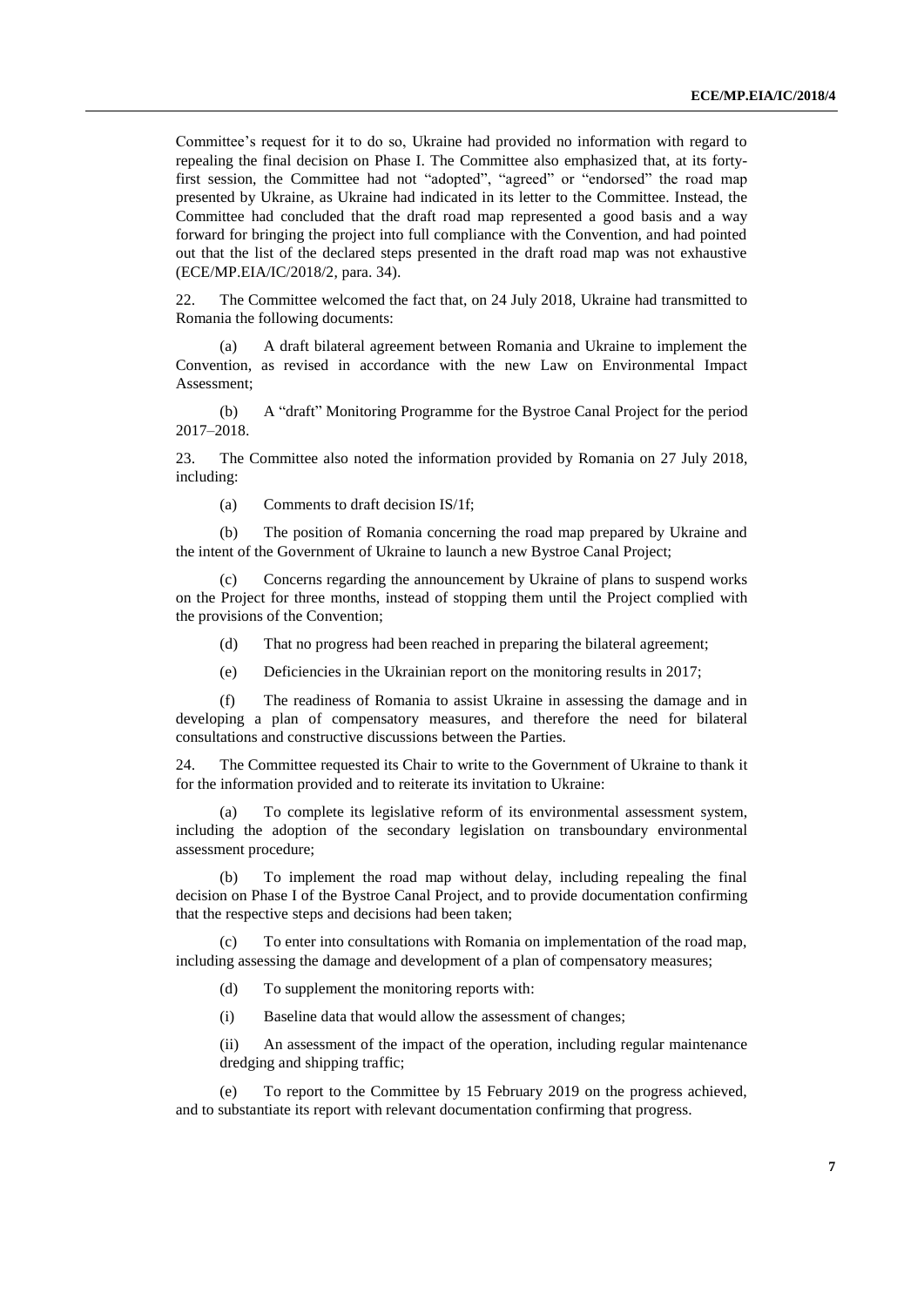Committee's request for it to do so, Ukraine had provided no information with regard to repealing the final decision on Phase I. The Committee also emphasized that, at its forty-first session, the Committee had not "adopted", "agreed" or "endorsed" the road map presented by Ukraine, as Ukraine had indicated in its letter to the Committee. Instead, the Committee had concluded that the draft road map represented a good basis and a way forward for bringing the project into full compliance with the Convention, and had pointed out that the list of the declared steps presented in the draft road map was not exhaustive (ECE/MP.EIA/IC/2018/2, para. 34).

22. The Committee welcomed the fact that, on 24 July 2018, Ukraine had transmitted to Romania the following documents:

(a) A draft bilateral agreement between Romania and Ukraine to implement the Convention, as revised in accordance with the new Law on Environmental Impact Assessment;

(b) A "draft" Monitoring Programme for the Bystroe Canal Project for the period 2017–2018.

23. The Committee also noted the information provided by Romania on 27 July 2018, including:

(a) Comments to draft decision IS/1f;

(b) The position of Romania concerning the road map prepared by Ukraine and the intent of the Government of Ukraine to launch a new Bystroe Canal Project;

(c) Concerns regarding the announcement by Ukraine of plans to suspend works on the Project for three months, instead of stopping them until the Project complied with the provisions of the Convention;

(d) That no progress had been reached in preparing the bilateral agreement;

(e) Deficiencies in the Ukrainian report on the monitoring results in 2017;

(f) The readiness of Romania to assist Ukraine in assessing the damage and in developing a plan of compensatory measures, and therefore the need for bilateral consultations and constructive discussions between the Parties.

24. The Committee requested its Chair to write to the Government of Ukraine to thank it for the information provided and to reiterate its invitation to Ukraine:

(a) To complete its legislative reform of its environmental assessment system, including the adoption of the secondary legislation on transboundary environmental assessment procedure;

(b) To implement the road map without delay, including repealing the final decision on Phase I of the Bystroe Canal Project, and to provide documentation confirming that the respective steps and decisions had been taken;

(c) To enter into consultations with Romania on implementation of the road map, including assessing the damage and development of a plan of compensatory measures;

(d) To supplement the monitoring reports with:

(i) Baseline data that would allow the assessment of changes;

(ii) An assessment of the impact of the operation, including regular maintenance dredging and shipping traffic;

(e) To report to the Committee by 15 February 2019 on the progress achieved, and to substantiate its report with relevant documentation confirming that progress.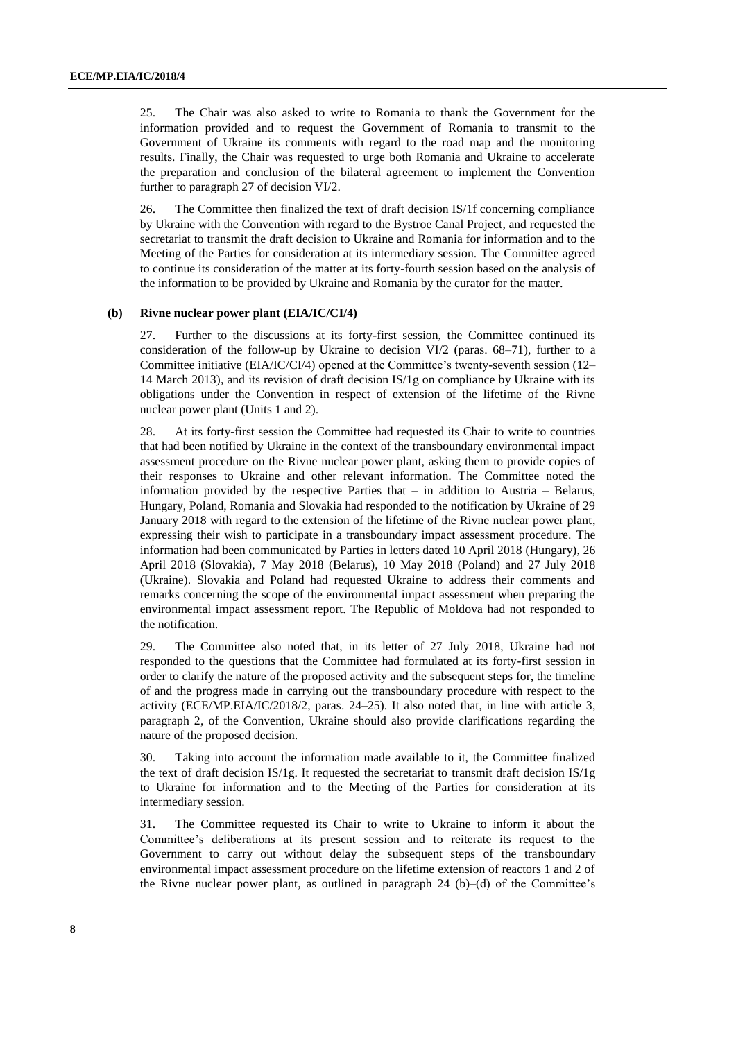25. The Chair was also asked to write to Romania to thank the Government for the information provided and to request the Government of Romania to transmit to the Government of Ukraine its comments with regard to the road map and the monitoring results. Finally, the Chair was requested to urge both Romania and Ukraine to accelerate the preparation and conclusion of the bilateral agreement to implement the Convention further to paragraph 27 of decision VI/2.

26. The Committee then finalized the text of draft decision IS/1f concerning compliance by Ukraine with the Convention with regard to the Bystroe Canal Project, and requested the secretariat to transmit the draft decision to Ukraine and Romania for information and to the Meeting of the Parties for consideration at its intermediary session. The Committee agreed to continue its consideration of the matter at its forty-fourth session based on the analysis of the information to be provided by Ukraine and Romania by the curator for the matter.

### (b) Rivne nuclear power plant (EIA/IC/CI/4)

27. Further to the discussions at its forty-first session, the Committee continued its consideration of the follow-up by Ukraine to decision VI/2 (paras. 68–71), further to a Committee initiative (EIA/IC/CI/4) opened at the Committee's twenty-seventh session (12–14 March 2013), and its revision of draft decision IS/1g on compliance by Ukraine with its obligations under the Convention in respect of extension of the lifetime of the Rivne nuclear power plant (Units 1 and 2).

28. At its forty-first session the Committee had requested its Chair to write to countries that had been notified by Ukraine in the context of the transboundary environmental impact assessment procedure on the Rivne nuclear power plant, asking them to provide copies of their responses to Ukraine and other relevant information. The Committee noted the information provided by the respective Parties that – in addition to Austria – Belarus, Hungary, Poland, Romania and Slovakia had responded to the notification by Ukraine of 29 January 2018 with regard to the extension of the lifetime of the Rivne nuclear power plant, expressing their wish to participate in a transboundary impact assessment procedure. The information had been communicated by Parties in letters dated 10 April 2018 (Hungary), 26 April 2018 (Slovakia), 7 May 2018 (Belarus), 10 May 2018 (Poland) and 27 July 2018 (Ukraine). Slovakia and Poland had requested Ukraine to address their comments and remarks concerning the scope of the environmental impact assessment when preparing the environmental impact assessment report. The Republic of Moldova had not responded to the notification.

29. The Committee also noted that, in its letter of 27 July 2018, Ukraine had not responded to the questions that the Committee had formulated at its forty-first session in order to clarify the nature of the proposed activity and the subsequent steps for, the timeline of and the progress made in carrying out the transboundary procedure with respect to the activity (ECE/MP.EIA/IC/2018/2, paras. 24–25). It also noted that, in line with article 3, paragraph 2, of the Convention, Ukraine should also provide clarifications regarding the nature of the proposed decision.

30. Taking into account the information made available to it, the Committee finalized the text of draft decision IS/1g. It requested the secretariat to transmit draft decision IS/1g to Ukraine for information and to the Meeting of the Parties for consideration at its intermediary session.

31. The Committee requested its Chair to write to Ukraine to inform it about the Committee's deliberations at its present session and to reiterate its request to the Government to carry out without delay the subsequent steps of the transboundary environmental impact assessment procedure on the lifetime extension of reactors 1 and 2 of the Rivne nuclear power plant, as outlined in paragraph 24 (b)–(d) of the Committee's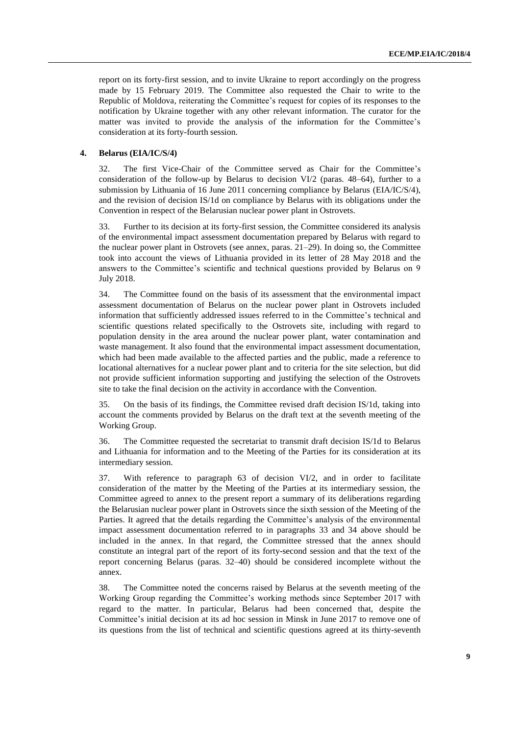report on its forty-first session, and to invite Ukraine to report accordingly on the progress made by 15 February 2019. The Committee also requested the Chair to write to the Republic of Moldova, reiterating the Committee's request for copies of its responses to the notification by Ukraine together with any other relevant information. The curator for the matter was invited to provide the analysis of the information for the Committee's consideration at its forty-fourth session.

### 4. Belarus (EIA/IC/S/4)

32. The first Vice-Chair of the Committee served as Chair for the Committee's consideration of the follow-up by Belarus to decision VI/2 (paras. 48–64), further to a submission by Lithuania of 16 June 2011 concerning compliance by Belarus (EIA/IC/S/4), and the revision of decision IS/1d on compliance by Belarus with its obligations under the Convention in respect of the Belarusian nuclear power plant in Ostrovets.

33. Further to its decision at its forty-first session, the Committee considered its analysis of the environmental impact assessment documentation prepared by Belarus with regard to the nuclear power plant in Ostrovets (see annex, paras. 21–29). In doing so, the Committee took into account the views of Lithuania provided in its letter of 28 May 2018 and the answers to the Committee's scientific and technical questions provided by Belarus on 9 July 2018.

34. The Committee found on the basis of its assessment that the environmental impact assessment documentation of Belarus on the nuclear power plant in Ostrovets included information that sufficiently addressed issues referred to in the Committee's technical and scientific questions related specifically to the Ostrovets site, including with regard to population density in the area around the nuclear power plant, water contamination and waste management. It also found that the environmental impact assessment documentation, which had been made available to the affected parties and the public, made a reference to locational alternatives for a nuclear power plant and to criteria for the site selection, but did not provide sufficient information supporting and justifying the selection of the Ostrovets site to take the final decision on the activity in accordance with the Convention.

35. On the basis of its findings, the Committee revised draft decision IS/1d, taking into account the comments provided by Belarus on the draft text at the seventh meeting of the Working Group.

36. The Committee requested the secretariat to transmit draft decision IS/1d to Belarus and Lithuania for information and to the Meeting of the Parties for its consideration at its intermediary session.

37. With reference to paragraph 63 of decision VI/2, and in order to facilitate consideration of the matter by the Meeting of the Parties at its intermediary session, the Committee agreed to annex to the present report a summary of its deliberations regarding the Belarusian nuclear power plant in Ostrovets since the sixth session of the Meeting of the Parties. It agreed that the details regarding the Committee's analysis of the environmental impact assessment documentation referred to in paragraphs 33 and 34 above should be included in the annex. In that regard, the Committee stressed that the annex should constitute an integral part of the report of its forty-second session and that the text of the report concerning Belarus (paras. 32–40) should be considered incomplete without the annex.

38. The Committee noted the concerns raised by Belarus at the seventh meeting of the Working Group regarding the Committee's working methods since September 2017 with regard to the matter. In particular, Belarus had been concerned that, despite the Committee's initial decision at its ad hoc session in Minsk in June 2017 to remove one of its questions from the list of technical and scientific questions agreed at its thirty-seventh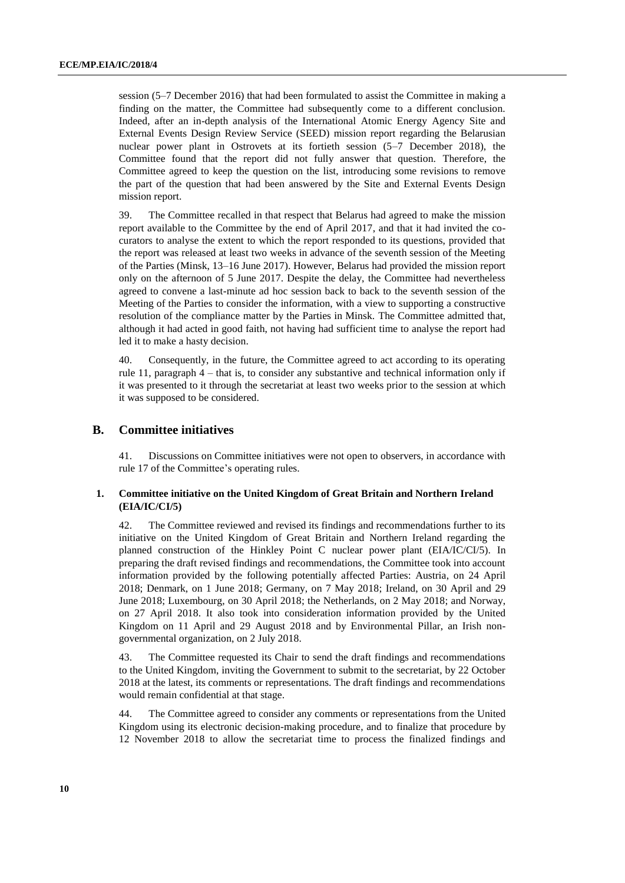session (5–7 December 2016) that had been formulated to assist the Committee in making a finding on the matter, the Committee had subsequently come to a different conclusion. Indeed, after an in-depth analysis of the International Atomic Energy Agency Site and External Events Design Review Service (SEED) mission report regarding the Belarusian nuclear power plant in Ostrovets at its fortieth session (5–7 December 2018), the Committee found that the report did not fully answer that question. Therefore, the Committee agreed to keep the question on the list, introducing some revisions to remove the part of the question that had been answered by the Site and External Events Design mission report.

39. The Committee recalled in that respect that Belarus had agreed to make the mission report available to the Committee by the end of April 2017, and that it had invited the co-curators to analyse the extent to which the report responded to its questions, provided that the report was released at least two weeks in advance of the seventh session of the Meeting of the Parties (Minsk, 13–16 June 2017). However, Belarus had provided the mission report only on the afternoon of 5 June 2017. Despite the delay, the Committee had nevertheless agreed to convene a last-minute ad hoc session back to back to the seventh session of the Meeting of the Parties to consider the information, with a view to supporting a constructive resolution of the compliance matter by the Parties in Minsk. The Committee admitted that, although it had acted in good faith, not having had sufficient time to analyse the report had led it to make a hasty decision.

40. Consequently, in the future, the Committee agreed to act according to its operating rule 11, paragraph 4 – that is, to consider any substantive and technical information only if it was presented to it through the secretariat at least two weeks prior to the session at which it was supposed to be considered.

## B. Committee initiatives

41. Discussions on Committee initiatives were not open to observers, in accordance with rule 17 of the Committee's operating rules.

### 1. Committee initiative on the United Kingdom of Great Britain and Northern Ireland (EIA/IC/CI/5)

42. The Committee reviewed and revised its findings and recommendations further to its initiative on the United Kingdom of Great Britain and Northern Ireland regarding the planned construction of the Hinkley Point C nuclear power plant (EIA/IC/CI/5). In preparing the draft revised findings and recommendations, the Committee took into account information provided by the following potentially affected Parties: Austria, on 24 April 2018; Denmark, on 1 June 2018; Germany, on 7 May 2018; Ireland, on 30 April and 29 June 2018; Luxembourg, on 30 April 2018; the Netherlands, on 2 May 2018; and Norway, on 27 April 2018. It also took into consideration information provided by the United Kingdom on 11 April and 29 August 2018 and by Environmental Pillar, an Irish non-governmental organization, on 2 July 2018.

43. The Committee requested its Chair to send the draft findings and recommendations to the United Kingdom, inviting the Government to submit to the secretariat, by 22 October 2018 at the latest, its comments or representations. The draft findings and recommendations would remain confidential at that stage.

44. The Committee agreed to consider any comments or representations from the United Kingdom using its electronic decision-making procedure, and to finalize that procedure by 12 November 2018 to allow the secretariat time to process the finalized findings and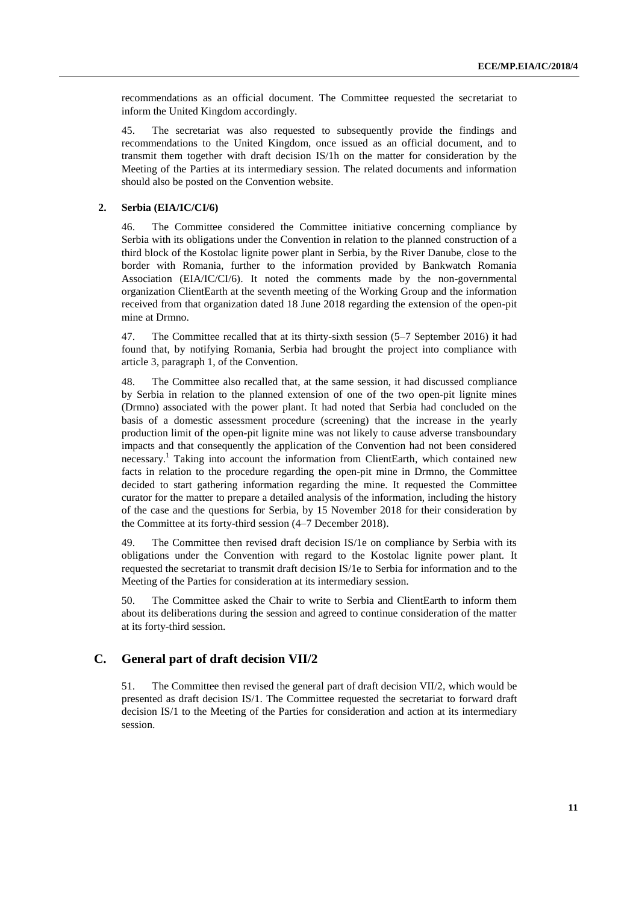recommendations as an official document. The Committee requested the secretariat to inform the United Kingdom accordingly.

45. The secretariat was also requested to subsequently provide the findings and recommendations to the United Kingdom, once issued as an official document, and to transmit them together with draft decision IS/1h on the matter for consideration by the Meeting of the Parties at its intermediary session. The related documents and information should also be posted on the Convention website.

### 2. Serbia (EIA/IC/CI/6)

46. The Committee considered the Committee initiative concerning compliance by Serbia with its obligations under the Convention in relation to the planned construction of a third block of the Kostolac lignite power plant in Serbia, by the River Danube, close to the border with Romania, further to the information provided by Bankwatch Romania Association (EIA/IC/CI/6). It noted the comments made by the non-governmental organization ClientEarth at the seventh meeting of the Working Group and the information received from that organization dated 18 June 2018 regarding the extension of the open-pit mine at Drmno.

47. The Committee recalled that at its thirty-sixth session (5–7 September 2016) it had found that, by notifying Romania, Serbia had brought the project into compliance with article 3, paragraph 1, of the Convention.

48. The Committee also recalled that, at the same session, it had discussed compliance by Serbia in relation to the planned extension of one of the two open-pit lignite mines (Drmno) associated with the power plant. It had noted that Serbia had concluded on the basis of a domestic assessment procedure (screening) that the increase in the yearly production limit of the open-pit lignite mine was not likely to cause adverse transboundary impacts and that consequently the application of the Convention had not been considered necessary.[1] Taking into account the information from ClientEarth, which contained new facts in relation to the procedure regarding the open-pit mine in Drmno, the Committee decided to start gathering information regarding the mine. It requested the Committee curator for the matter to prepare a detailed analysis of the information, including the history of the case and the questions for Serbia, by 15 November 2018 for their consideration by the Committee at its forty-third session (4–7 December 2018).

49. The Committee then revised draft decision IS/1e on compliance by Serbia with its obligations under the Convention with regard to the Kostolac lignite power plant. It requested the secretariat to transmit draft decision IS/1e to Serbia for information and to the Meeting of the Parties for consideration at its intermediary session.

50. The Committee asked the Chair to write to Serbia and ClientEarth to inform them about its deliberations during the session and agreed to continue consideration of the matter at its forty-third session.

## C. General part of draft decision VII/2

51. The Committee then revised the general part of draft decision VII/2, which would be presented as draft decision IS/1. The Committee requested the secretariat to forward draft decision IS/1 to the Meeting of the Parties for consideration and action at its intermediary session.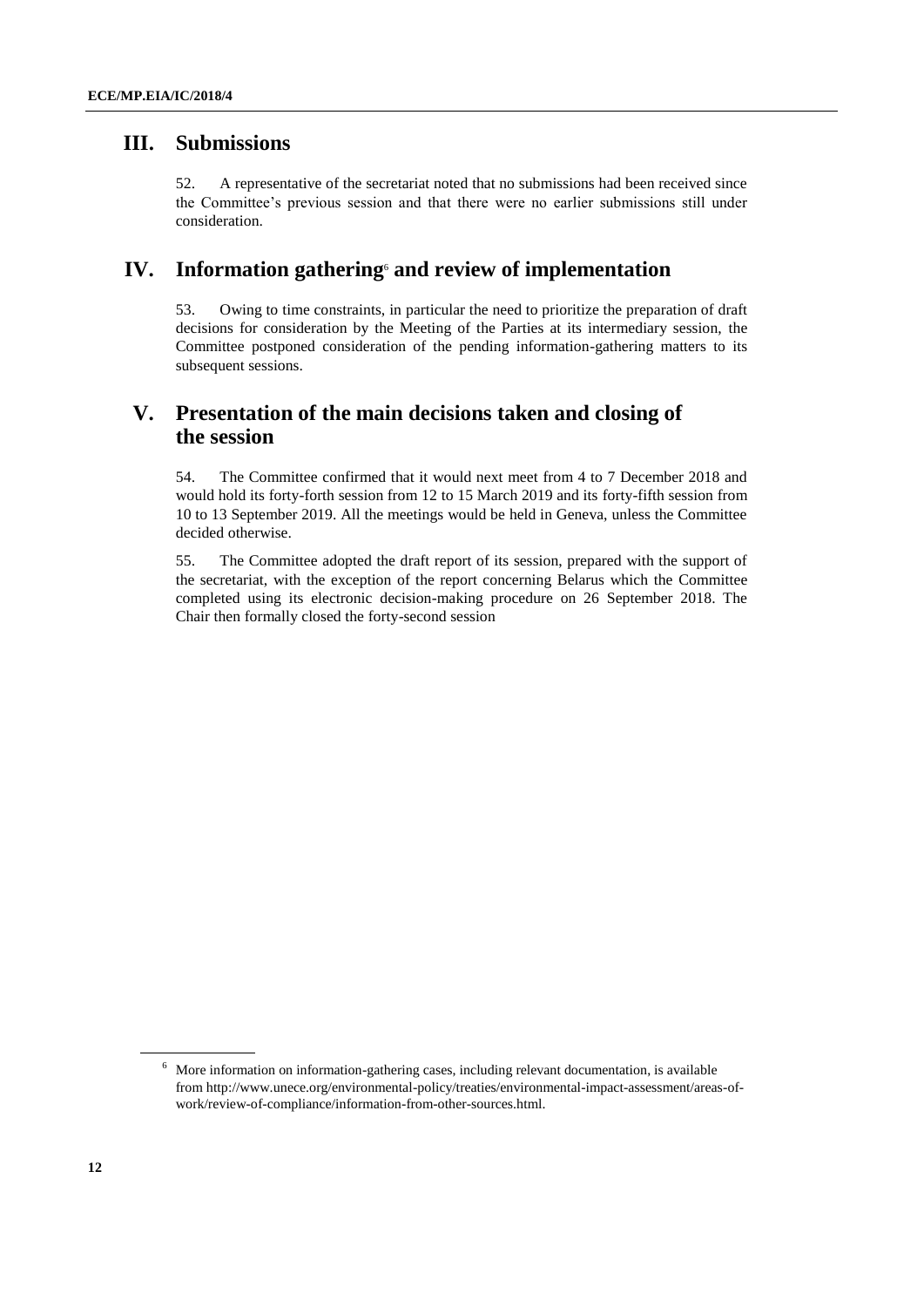## III. Submissions

52. A representative of the secretariat noted that no submissions had been received since the Committee's previous session and that there were no earlier submissions still under consideration.

## IV. Information gathering[6] and review of implementation

53. Owing to time constraints, in particular the need to prioritize the preparation of draft decisions for consideration by the Meeting of the Parties at its intermediary session, the Committee postponed consideration of the pending information-gathering matters to its subsequent sessions.

## V. Presentation of the main decisions taken and closing of the session

54. The Committee confirmed that it would next meet from 4 to 7 December 2018 and would hold its forty-forth session from 12 to 15 March 2019 and its forty-fifth session from 10 to 13 September 2019. All the meetings would be held in Geneva, unless the Committee decided otherwise.

55. The Committee adopted the draft report of its session, prepared with the support of the secretariat, with the exception of the report concerning Belarus which the Committee completed using its electronic decision-making procedure on 26 September 2018. The Chair then formally closed the forty-second session

[6] More information on information-gathering cases, including relevant documentation, is available from http://www.unece.org/environmental-policy/treaties/environmental-impact-assessment/areas-of-work/review-of-compliance/information-from-other-sources.html.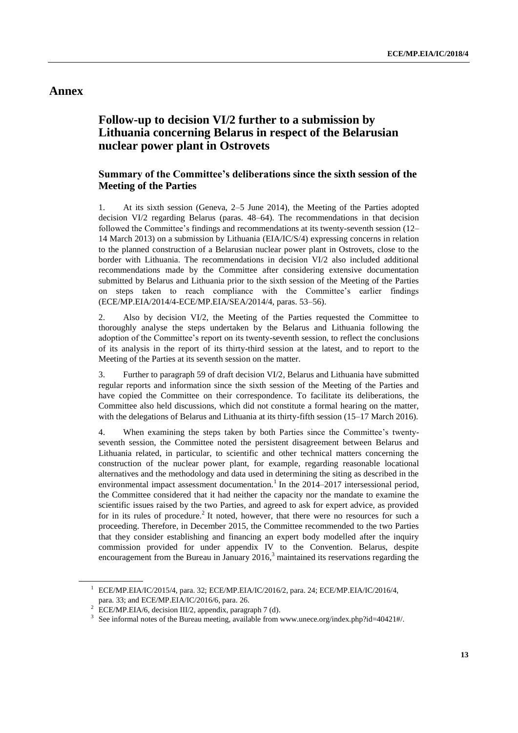# Annex

## Follow-up to decision VI/2 further to a submission by Lithuania concerning Belarus in respect of the Belarusian nuclear power plant in Ostrovets

### Summary of the Committee's deliberations since the sixth session of the Meeting of the Parties

1. At its sixth session (Geneva, 2–5 June 2014), the Meeting of the Parties adopted decision VI/2 regarding Belarus (paras. 48–64). The recommendations in that decision followed the Committee's findings and recommendations at its twenty-seventh session (12–14 March 2013) on a submission by Lithuania (EIA/IC/S/4) expressing concerns in relation to the planned construction of a Belarusian nuclear power plant in Ostrovets, close to the border with Lithuania. The recommendations in decision VI/2 also included additional recommendations made by the Committee after considering extensive documentation submitted by Belarus and Lithuania prior to the sixth session of the Meeting of the Parties on steps taken to reach compliance with the Committee's earlier findings (ECE/MP.EIA/2014/4-ECE/MP.EIA/SEA/2014/4, paras. 53–56).

2. Also by decision VI/2, the Meeting of the Parties requested the Committee to thoroughly analyse the steps undertaken by the Belarus and Lithuania following the adoption of the Committee's report on its twenty-seventh session, to reflect the conclusions of its analysis in the report of its thirty-third session at the latest, and to report to the Meeting of the Parties at its seventh session on the matter.

3. Further to paragraph 59 of draft decision VI/2, Belarus and Lithuania have submitted regular reports and information since the sixth session of the Meeting of the Parties and have copied the Committee on their correspondence. To facilitate its deliberations, the Committee also held discussions, which did not constitute a formal hearing on the matter, with the delegations of Belarus and Lithuania at its thirty-fifth session (15–17 March 2016).

4. When examining the steps taken by both Parties since the Committee's twenty-seventh session, the Committee noted the persistent disagreement between Belarus and Lithuania related, in particular, to scientific and other technical matters concerning the construction of the nuclear power plant, for example, regarding reasonable locational alternatives and the methodology and data used in determining the siting as described in the environmental impact assessment documentation.[1] In the 2014–2017 intersessional period, the Committee considered that it had neither the capacity nor the mandate to examine the scientific issues raised by the two Parties, and agreed to ask for expert advice, as provided for in its rules of procedure.[2] It noted, however, that there were no resources for such a proceeding. Therefore, in December 2015, the Committee recommended to the two Parties that they consider establishing and financing an expert body modelled after the inquiry commission provided for under appendix IV to the Convention. Belarus, despite encouragement from the Bureau in January 2016,[3] maintained its reservations regarding the

---

[1] ECE/MP.EIA/IC/2015/4, para. 32; ECE/MP.EIA/IC/2016/2, para. 24; ECE/MP.EIA/IC/2016/4, para. 33; and ECE/MP.EIA/IC/2016/6, para. 26.

[2] ECE/MP.EIA/6, decision III/2, appendix, paragraph 7 (d).

[3] See informal notes of the Bureau meeting, available from www.unece.org/index.php?id=40421#/.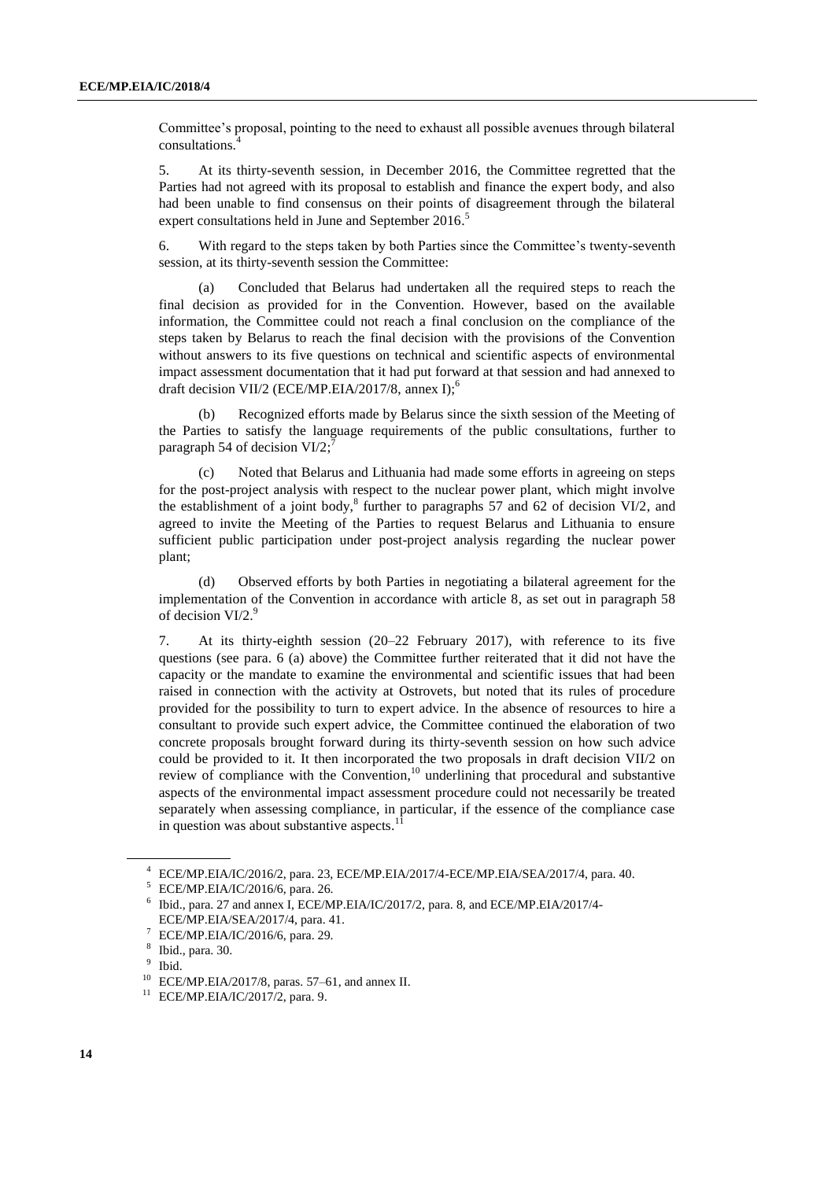Committee's proposal, pointing to the need to exhaust all possible avenues through bilateral consultations.[4]

5. At its thirty-seventh session, in December 2016, the Committee regretted that the Parties had not agreed with its proposal to establish and finance the expert body, and also had been unable to find consensus on their points of disagreement through the bilateral expert consultations held in June and September 2016.[5]

6. With regard to the steps taken by both Parties since the Committee's twenty-seventh session, at its thirty-seventh session the Committee:

(a) Concluded that Belarus had undertaken all the required steps to reach the final decision as provided for in the Convention. However, based on the available information, the Committee could not reach a final conclusion on the compliance of the steps taken by Belarus to reach the final decision with the provisions of the Convention without answers to its five questions on technical and scientific aspects of environmental impact assessment documentation that it had put forward at that session and had annexed to draft decision VII/2 (ECE/MP.EIA/2017/8, annex I);[6]

(b) Recognized efforts made by Belarus since the sixth session of the Meeting of the Parties to satisfy the language requirements of the public consultations, further to paragraph 54 of decision VI/2;[7]

(c) Noted that Belarus and Lithuania had made some efforts in agreeing on steps for the post-project analysis with respect to the nuclear power plant, which might involve the establishment of a joint body,[8] further to paragraphs 57 and 62 of decision VI/2, and agreed to invite the Meeting of the Parties to request Belarus and Lithuania to ensure sufficient public participation under post-project analysis regarding the nuclear power plant;

(d) Observed efforts by both Parties in negotiating a bilateral agreement for the implementation of the Convention in accordance with article 8, as set out in paragraph 58 of decision VI/2.[9]

7. At its thirty-eighth session (20–22 February 2017), with reference to its five questions (see para. 6 (a) above) the Committee further reiterated that it did not have the capacity or the mandate to examine the environmental and scientific issues that had been raised in connection with the activity at Ostrovets, but noted that its rules of procedure provided for the possibility to turn to expert advice. In the absence of resources to hire a consultant to provide such expert advice, the Committee continued the elaboration of two concrete proposals brought forward during its thirty-seventh session on how such advice could be provided to it. It then incorporated the two proposals in draft decision VII/2 on review of compliance with the Convention,[10] underlining that procedural and substantive aspects of the environmental impact assessment procedure could not necessarily be treated separately when assessing compliance, in particular, if the essence of the compliance case in question was about substantive aspects.[11]

---

[4] ECE/MP.EIA/IC/2016/2, para. 23, ECE/MP.EIA/2017/4-ECE/MP.EIA/SEA/2017/4, para. 40.

[5] ECE/MP.EIA/IC/2016/6, para. 26.

[6] Ibid., para. 27 and annex I, ECE/MP.EIA/IC/2017/2, para. 8, and ECE/MP.EIA/2017/4-ECE/MP.EIA/SEA/2017/4, para. 41.

[7] ECE/MP.EIA/IC/2016/6, para. 29.

[8] Ibid., para. 30.

[9] Ibid.

[10] ECE/MP.EIA/2017/8, paras. 57–61, and annex II.

[11] ECE/MP.EIA/IC/2017/2, para. 9.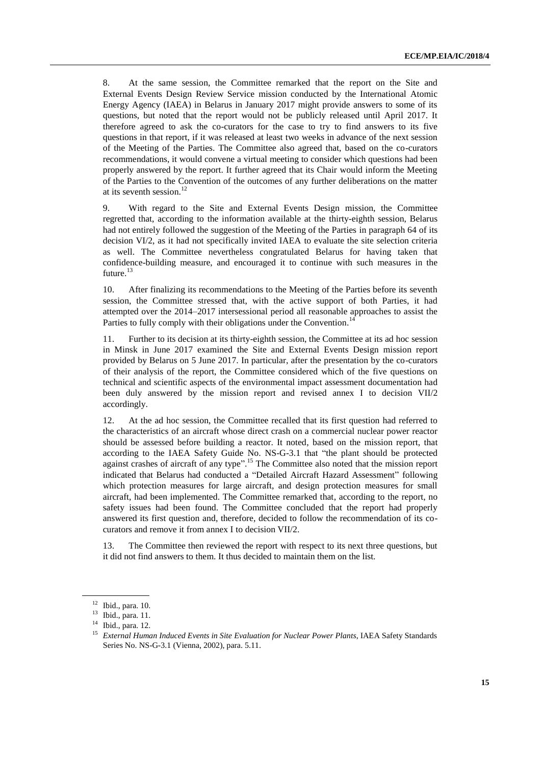8. At the same session, the Committee remarked that the report on the Site and External Events Design Review Service mission conducted by the International Atomic Energy Agency (IAEA) in Belarus in January 2017 might provide answers to some of its questions, but noted that the report would not be publicly released until April 2017. It therefore agreed to ask the co-curators for the case to try to find answers to its five questions in that report, if it was released at least two weeks in advance of the next session of the Meeting of the Parties. The Committee also agreed that, based on the co-curators recommendations, it would convene a virtual meeting to consider which questions had been properly answered by the report. It further agreed that its Chair would inform the Meeting of the Parties to the Convention of the outcomes of any further deliberations on the matter at its seventh session.[12]

9. With regard to the Site and External Events Design mission, the Committee regretted that, according to the information available at the thirty-eighth session, Belarus had not entirely followed the suggestion of the Meeting of the Parties in paragraph 64 of its decision VI/2, as it had not specifically invited IAEA to evaluate the site selection criteria as well. The Committee nevertheless congratulated Belarus for having taken that confidence-building measure, and encouraged it to continue with such measures in the future.[13]

10. After finalizing its recommendations to the Meeting of the Parties before its seventh session, the Committee stressed that, with the active support of both Parties, it had attempted over the 2014–2017 intersessional period all reasonable approaches to assist the Parties to fully comply with their obligations under the Convention.[14]

11. Further to its decision at its thirty-eighth session, the Committee at its ad hoc session in Minsk in June 2017 examined the Site and External Events Design mission report provided by Belarus on 5 June 2017. In particular, after the presentation by the co-curators of their analysis of the report, the Committee considered which of the five questions on technical and scientific aspects of the environmental impact assessment documentation had been duly answered by the mission report and revised annex I to decision VII/2 accordingly.

12. At the ad hoc session, the Committee recalled that its first question had referred to the characteristics of an aircraft whose direct crash on a commercial nuclear power reactor should be assessed before building a reactor. It noted, based on the mission report, that according to the IAEA Safety Guide No. NS-G-3.1 that "the plant should be protected against crashes of aircraft of any type".[15] The Committee also noted that the mission report indicated that Belarus had conducted a "Detailed Aircraft Hazard Assessment" following which protection measures for large aircraft, and design protection measures for small aircraft, had been implemented. The Committee remarked that, according to the report, no safety issues had been found. The Committee concluded that the report had properly answered its first question and, therefore, decided to follow the recommendation of its co-curators and remove it from annex I to decision VII/2.

13. The Committee then reviewed the report with respect to its next three questions, but it did not find answers to them. It thus decided to maintain them on the list.

---

[12] Ibid., para. 10.

[13] Ibid., para. 11.

[14] Ibid., para. 12.

[15] *External Human Induced Events in Site Evaluation for Nuclear Power Plants*, IAEA Safety Standards Series No. NS-G-3.1 (Vienna, 2002), para. 5.11.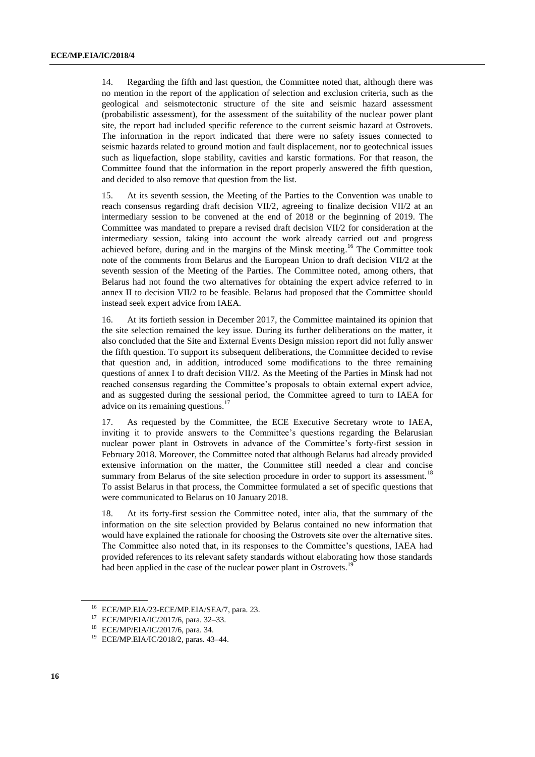14. Regarding the fifth and last question, the Committee noted that, although there was no mention in the report of the application of selection and exclusion criteria, such as the geological and seismotectonic structure of the site and seismic hazard assessment (probabilistic assessment), for the assessment of the suitability of the nuclear power plant site, the report had included specific reference to the current seismic hazard at Ostrovets. The information in the report indicated that there were no safety issues connected to seismic hazards related to ground motion and fault displacement, nor to geotechnical issues such as liquefaction, slope stability, cavities and karstic formations. For that reason, the Committee found that the information in the report properly answered the fifth question, and decided to also remove that question from the list.

15. At its seventh session, the Meeting of the Parties to the Convention was unable to reach consensus regarding draft decision VII/2, agreeing to finalize decision VII/2 at an intermediary session to be convened at the end of 2018 or the beginning of 2019. The Committee was mandated to prepare a revised draft decision VII/2 for consideration at the intermediary session, taking into account the work already carried out and progress achieved before, during and in the margins of the Minsk meeting.[16] The Committee took note of the comments from Belarus and the European Union to draft decision VII/2 at the seventh session of the Meeting of the Parties. The Committee noted, among others, that Belarus had not found the two alternatives for obtaining the expert advice referred to in annex II to decision VII/2 to be feasible. Belarus had proposed that the Committee should instead seek expert advice from IAEA.

16. At its fortieth session in December 2017, the Committee maintained its opinion that the site selection remained the key issue. During its further deliberations on the matter, it also concluded that the Site and External Events Design mission report did not fully answer the fifth question. To support its subsequent deliberations, the Committee decided to revise that question and, in addition, introduced some modifications to the three remaining questions of annex I to draft decision VII/2. As the Meeting of the Parties in Minsk had not reached consensus regarding the Committee's proposals to obtain external expert advice, and as suggested during the sessional period, the Committee agreed to turn to IAEA for advice on its remaining questions.[17]

17. As requested by the Committee, the ECE Executive Secretary wrote to IAEA, inviting it to provide answers to the Committee's questions regarding the Belarusian nuclear power plant in Ostrovets in advance of the Committee's forty-first session in February 2018. Moreover, the Committee noted that although Belarus had already provided extensive information on the matter, the Committee still needed a clear and concise summary from Belarus of the site selection procedure in order to support its assessment.[18] To assist Belarus in that process, the Committee formulated a set of specific questions that were communicated to Belarus on 10 January 2018.

18. At its forty-first session the Committee noted, inter alia, that the summary of the information on the site selection provided by Belarus contained no new information that would have explained the rationale for choosing the Ostrovets site over the alternative sites. The Committee also noted that, in its responses to the Committee's questions, IAEA had provided references to its relevant safety standards without elaborating how those standards had been applied in the case of the nuclear power plant in Ostrovets.[19]

---

[16] ECE/MP.EIA/23-ECE/MP.EIA/SEA/7, para. 23.

[17] ECE/MP/EIA/IC/2017/6, para. 32–33.

[18] ECE/MP/EIA/IC/2017/6, para. 34.

[19] ECE/MP.EIA/IC/2018/2, paras. 43–44.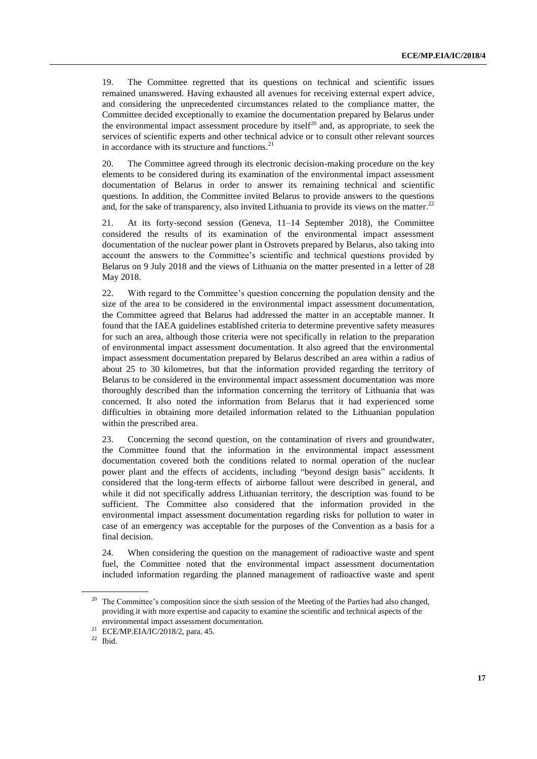19. The Committee regretted that its questions on technical and scientific issues remained unanswered. Having exhausted all avenues for receiving external expert advice, and considering the unprecedented circumstances related to the compliance matter, the Committee decided exceptionally to examine the documentation prepared by Belarus under the environmental impact assessment procedure by itself[20] and, as appropriate, to seek the services of scientific experts and other technical advice or to consult other relevant sources in accordance with its structure and functions.[21]

20. The Committee agreed through its electronic decision-making procedure on the key elements to be considered during its examination of the environmental impact assessment documentation of Belarus in order to answer its remaining technical and scientific questions. In addition, the Committee invited Belarus to provide answers to the questions and, for the sake of transparency, also invited Lithuania to provide its views on the matter.[22]

21. At its forty-second session (Geneva, 11–14 September 2018), the Committee considered the results of its examination of the environmental impact assessment documentation of the nuclear power plant in Ostrovets prepared by Belarus, also taking into account the answers to the Committee's scientific and technical questions provided by Belarus on 9 July 2018 and the views of Lithuania on the matter presented in a letter of 28 May 2018.

22. With regard to the Committee's question concerning the population density and the size of the area to be considered in the environmental impact assessment documentation, the Committee agreed that Belarus had addressed the matter in an acceptable manner. It found that the IAEA guidelines established criteria to determine preventive safety measures for such an area, although those criteria were not specifically in relation to the preparation of environmental impact assessment documentation. It also agreed that the environmental impact assessment documentation prepared by Belarus described an area within a radius of about 25 to 30 kilometres, but that the information provided regarding the territory of Belarus to be considered in the environmental impact assessment documentation was more thoroughly described than the information concerning the territory of Lithuania that was concerned. It also noted the information from Belarus that it had experienced some difficulties in obtaining more detailed information related to the Lithuanian population within the prescribed area.

23. Concerning the second question, on the contamination of rivers and groundwater, the Committee found that the information in the environmental impact assessment documentation covered both the conditions related to normal operation of the nuclear power plant and the effects of accidents, including "beyond design basis" accidents. It considered that the long-term effects of airborne fallout were described in general, and while it did not specifically address Lithuanian territory, the description was found to be sufficient. The Committee also considered that the information provided in the environmental impact assessment documentation regarding risks for pollution to water in case of an emergency was acceptable for the purposes of the Convention as a basis for a final decision.

24. When considering the question on the management of radioactive waste and spent fuel, the Committee noted that the environmental impact assessment documentation included information regarding the planned management of radioactive waste and spent

[20] The Committee's composition since the sixth session of the Meeting of the Parties had also changed, providing it with more expertise and capacity to examine the scientific and technical aspects of the environmental impact assessment documentation.

[21] ECE/MP.EIA/IC/2018/2, para. 45.

[22] Ibid.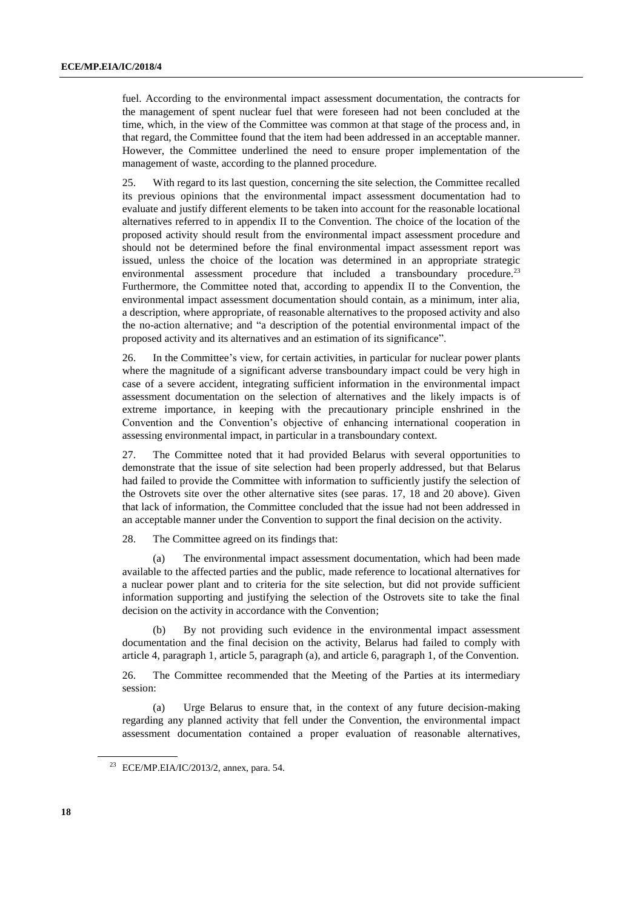fuel. According to the environmental impact assessment documentation, the contracts for the management of spent nuclear fuel that were foreseen had not been concluded at the time, which, in the view of the Committee was common at that stage of the process and, in that regard, the Committee found that the item had been addressed in an acceptable manner. However, the Committee underlined the need to ensure proper implementation of the management of waste, according to the planned procedure.

25. With regard to its last question, concerning the site selection, the Committee recalled its previous opinions that the environmental impact assessment documentation had to evaluate and justify different elements to be taken into account for the reasonable locational alternatives referred to in appendix II to the Convention. The choice of the location of the proposed activity should result from the environmental impact assessment procedure and should not be determined before the final environmental impact assessment report was issued, unless the choice of the location was determined in an appropriate strategic environmental assessment procedure that included a transboundary procedure.[23] Furthermore, the Committee noted that, according to appendix II to the Convention, the environmental impact assessment documentation should contain, as a minimum, inter alia, a description, where appropriate, of reasonable alternatives to the proposed activity and also the no-action alternative; and "a description of the potential environmental impact of the proposed activity and its alternatives and an estimation of its significance".

26. In the Committee's view, for certain activities, in particular for nuclear power plants where the magnitude of a significant adverse transboundary impact could be very high in case of a severe accident, integrating sufficient information in the environmental impact assessment documentation on the selection of alternatives and the likely impacts is of extreme importance, in keeping with the precautionary principle enshrined in the Convention and the Convention's objective of enhancing international cooperation in assessing environmental impact, in particular in a transboundary context.

27. The Committee noted that it had provided Belarus with several opportunities to demonstrate that the issue of site selection had been properly addressed, but that Belarus had failed to provide the Committee with information to sufficiently justify the selection of the Ostrovets site over the other alternative sites (see paras. 17, 18 and 20 above). Given that lack of information, the Committee concluded that the issue had not been addressed in an acceptable manner under the Convention to support the final decision on the activity.

28. The Committee agreed on its findings that:

(a) The environmental impact assessment documentation, which had been made available to the affected parties and the public, made reference to locational alternatives for a nuclear power plant and to criteria for the site selection, but did not provide sufficient information supporting and justifying the selection of the Ostrovets site to take the final decision on the activity in accordance with the Convention;

(b) By not providing such evidence in the environmental impact assessment documentation and the final decision on the activity, Belarus had failed to comply with article 4, paragraph 1, article 5, paragraph (a), and article 6, paragraph 1, of the Convention.

26. The Committee recommended that the Meeting of the Parties at its intermediary session:

(a) Urge Belarus to ensure that, in the context of any future decision-making regarding any planned activity that fell under the Convention, the environmental impact assessment documentation contained a proper evaluation of reasonable alternatives,

---

[23] ECE/MP.EIA/IC/2013/2, annex, para. 54.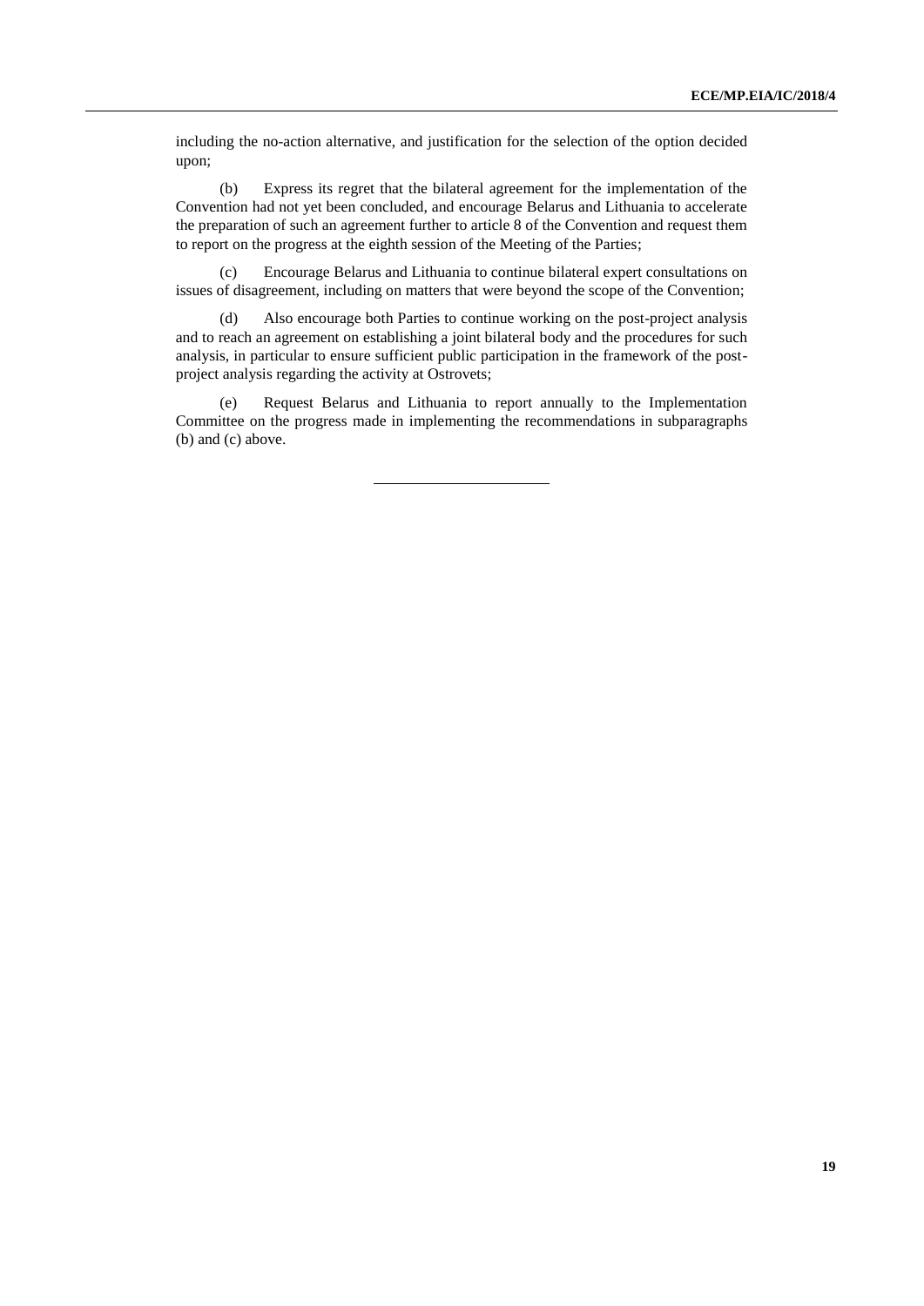including the no-action alternative, and justification for the selection of the option decided upon;

(b) Express its regret that the bilateral agreement for the implementation of the Convention had not yet been concluded, and encourage Belarus and Lithuania to accelerate the preparation of such an agreement further to article 8 of the Convention and request them to report on the progress at the eighth session of the Meeting of the Parties;

(c) Encourage Belarus and Lithuania to continue bilateral expert consultations on issues of disagreement, including on matters that were beyond the scope of the Convention;

(d) Also encourage both Parties to continue working on the post-project analysis and to reach an agreement on establishing a joint bilateral body and the procedures for such analysis, in particular to ensure sufficient public participation in the framework of the post-project analysis regarding the activity at Ostrovets;

(e) Request Belarus and Lithuania to report annually to the Implementation Committee on the progress made in implementing the recommendations in subparagraphs (b) and (c) above.